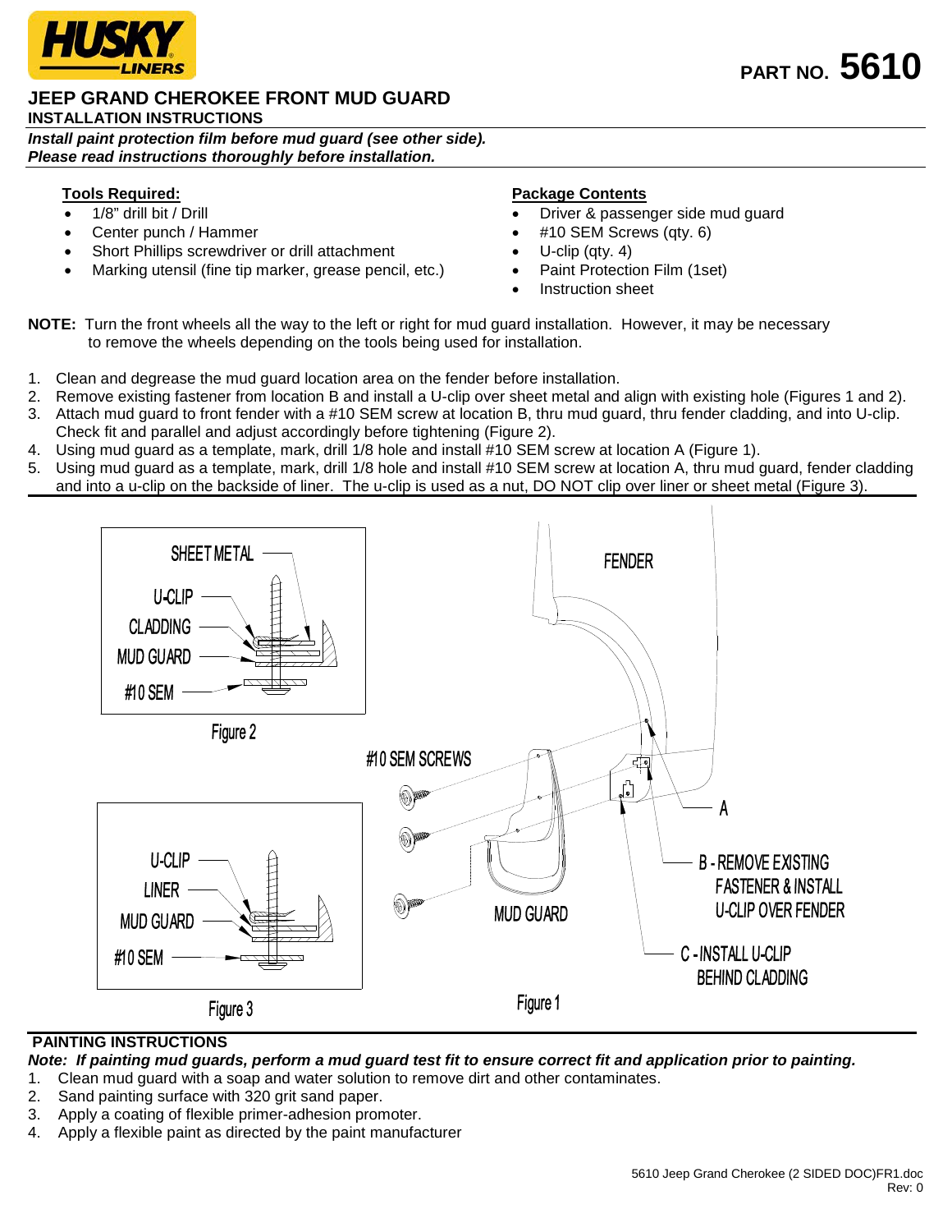**HUSKY LINERS**

**PART NO. 5610**

# JEEP GRAND CHEROKEE FRONT MUD GUARD

## INSTALLATION INSTRUCTIONS

***Install paint protection film before mud guard (see other side).***
***Please read instructions thoroughly before installation.***

**Tools Required:**

- 1/8" drill bit / Drill
- Center punch / Hammer
- Short Phillips screwdriver or drill attachment
- Marking utensil (fine tip marker, grease pencil, etc.)

**Package Contents**

- Driver & passenger side mud guard
- #10 SEM Screws (qty. 6)
- U-clip (qty. 4)
- Paint Protection Film (1set)
- Instruction sheet

**NOTE:** Turn the front wheels all the way to the left or right for mud guard installation. However, it may be necessary to remove the wheels depending on the tools being used for installation.

1. Clean and degrease the mud guard location area on the fender before installation.
2. Remove existing fastener from location B and install a U-clip over sheet metal and align with existing hole (Figures 1 and 2).
3. Attach mud guard to front fender with a #10 SEM screw at location B, thru mud guard, thru fender cladding, and into U-clip. Check fit and parallel and adjust accordingly before tightening (Figure 2).
4. Using mud guard as a template, mark, drill 1/8 hole and install #10 SEM screw at location A (Figure 1).
5. Using mud guard as a template, mark, drill 1/8 hole and install #10 SEM screw at location A, thru mud guard, fender cladding and into a u-clip on the backside of liner. The u-clip is used as a nut, DO NOT clip over liner or sheet metal (Figure 3).

SHEET METAL
U-CLIP
CLADDING
MUD GUARD
#10 SEM

Figure 2

FENDER

#10 SEM SCREWS

A

MUD GUARD

B - REMOVE EXISTING FASTENER & INSTALL U-CLIP OVER FENDER

C - INSTALL U-CLIP BEHIND CLADDING

Figure 1

U-CLIP
LINER
MUD GUARD
#10 SEM

Figure 3

## PAINTING INSTRUCTIONS

***Note: If painting mud guards, perform a mud guard test fit to ensure correct fit and application prior to painting.***

1. Clean mud guard with a soap and water solution to remove dirt and other contaminates.
2. Sand painting surface with 320 grit sand paper.
3. Apply a coating of flexible primer-adhesion promoter.
4. Apply a flexible paint as directed by the paint manufacturer

5610 Jeep Grand Cherokee (2 SIDED DOC)FR1.doc
Rev: 0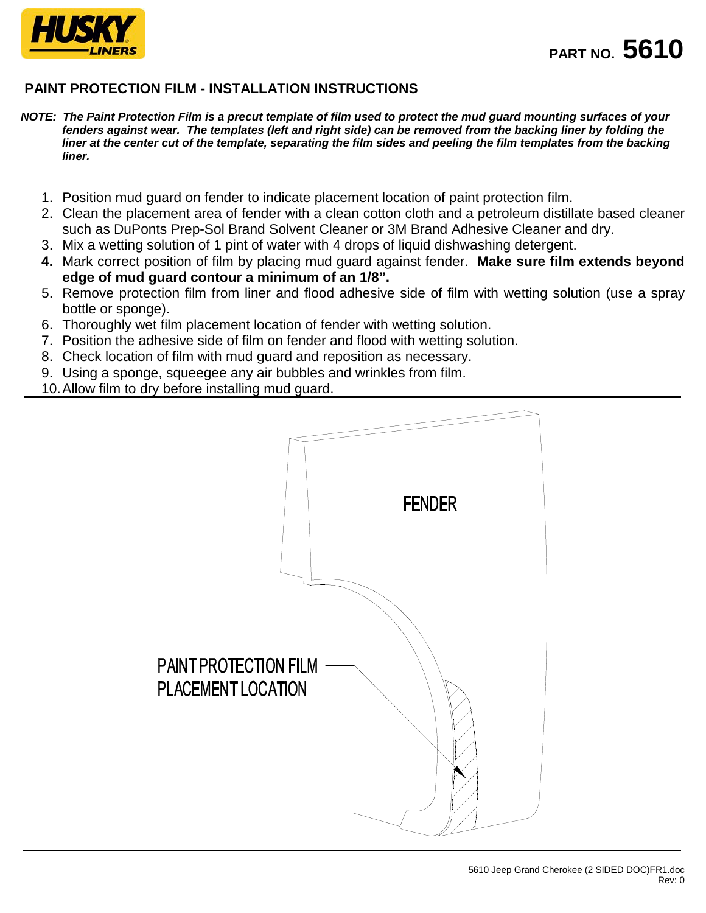HUSKY LINERS

PART NO. **5610**

## PAINT PROTECTION FILM - INSTALLATION INSTRUCTIONS

***NOTE: The Paint Protection Film is a precut template of film used to protect the mud guard mounting surfaces of your fenders against wear. The templates (left and right side) can be removed from the backing liner by folding the liner at the center cut of the template, separating the film sides and peeling the film templates from the backing liner.***

1. Position mud guard on fender to indicate placement location of paint protection film.
2. Clean the placement area of fender with a clean cotton cloth and a petroleum distillate based cleaner such as DuPonts Prep-Sol Brand Solvent Cleaner or 3M Brand Adhesive Cleaner and dry.
3. Mix a wetting solution of 1 pint of water with 4 drops of liquid dishwashing detergent.
4. Mark correct position of film by placing mud guard against fender. **Make sure film extends beyond edge of mud guard contour a minimum of an 1/8".**
5. Remove protection film from liner and flood adhesive side of film with wetting solution (use a spray bottle or sponge).
6. Thoroughly wet film placement location of fender with wetting solution.
7. Position the adhesive side of film on fender and flood with wetting solution.
8. Check location of film with mud guard and reposition as necessary.
9. Using a sponge, squeegee any air bubbles and wrinkles from film.
10. Allow film to dry before installing mud guard.

FENDER

PAINT PROTECTION FILM
PLACEMENT LOCATION

5610 Jeep Grand Cherokee (2 SIDED DOC)FR1.doc
Rev: 0